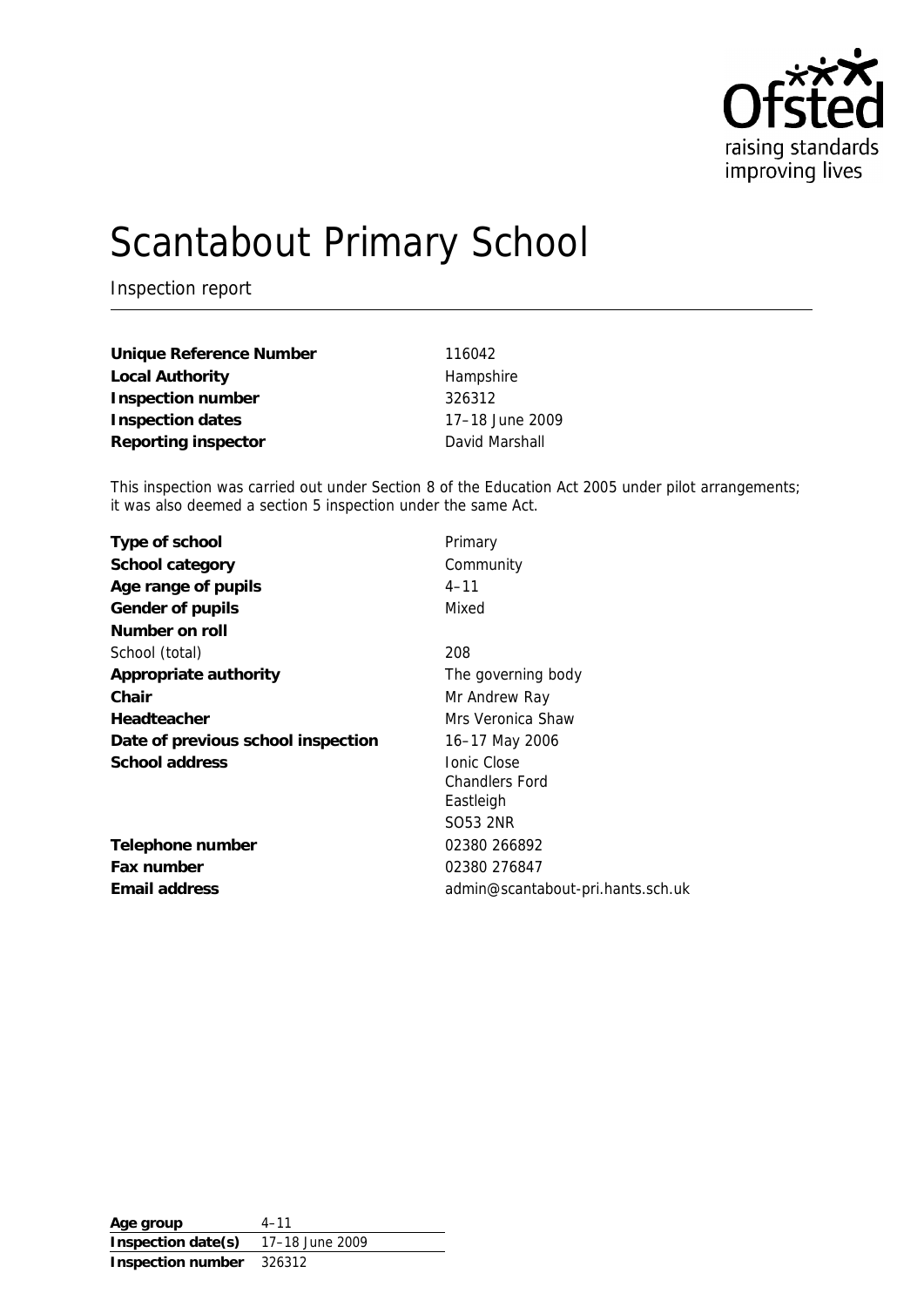Ofsted
raising standards
improving lives

# Scantabout Primary School

Inspection report

| | |
|---|---|
| **Unique Reference Number** | 116042 |
| **Local Authority** | Hampshire |
| **Inspection number** | 326312 |
| **Inspection dates** | 17–18 June 2009 |
| **Reporting inspector** | David Marshall |

This inspection was carried out under Section 8 of the Education Act 2005 under pilot arrangements; it was also deemed a section 5 inspection under the same Act.

| | |
|---|---|
| **Type of school** | Primary |
| **School category** | Community |
| **Age range of pupils** | 4–11 |
| **Gender of pupils** | Mixed |
| **Number on roll** | |
| School (total) | 208 |
| **Appropriate authority** | The governing body |
| **Chair** | Mr Andrew Ray |
| **Headteacher** | Mrs Veronica Shaw |
| **Date of previous school inspection** | 16–17 May 2006 |
| **School address** | Ionic Close<br>Chandlers Ford<br>Eastleigh<br>SO53 2NR |
| **Telephone number** | 02380 266892 |
| **Fax number** | 02380 276847 |
| **Email address** | admin@scantabout-pri.hants.sch.uk |

| | |
|---|---|
| **Age group** | 4–11 |
| **Inspection date(s)** | 17–18 June 2009 |
| **Inspection number** | 326312 |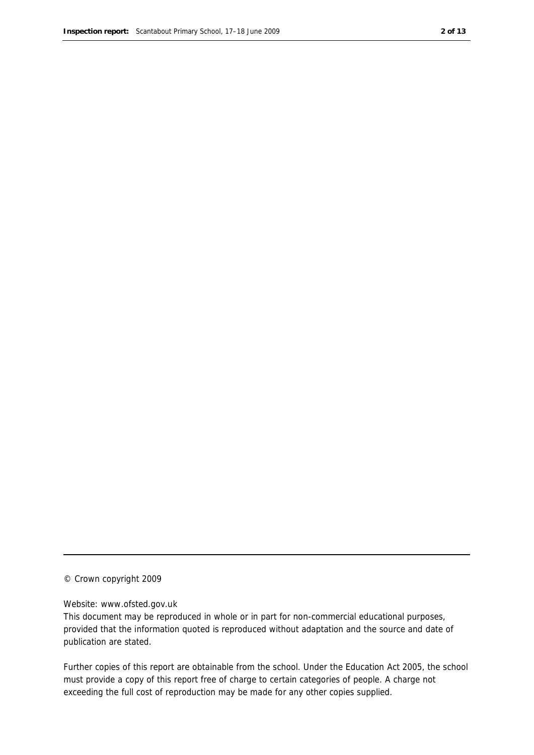© Crown copyright 2009

Website: www.ofsted.gov.uk

This document may be reproduced in whole or in part for non-commercial educational purposes, provided that the information quoted is reproduced without adaptation and the source and date of publication are stated.

Further copies of this report are obtainable from the school. Under the Education Act 2005, the school must provide a copy of this report free of charge to certain categories of people. A charge not exceeding the full cost of reproduction may be made for any other copies supplied.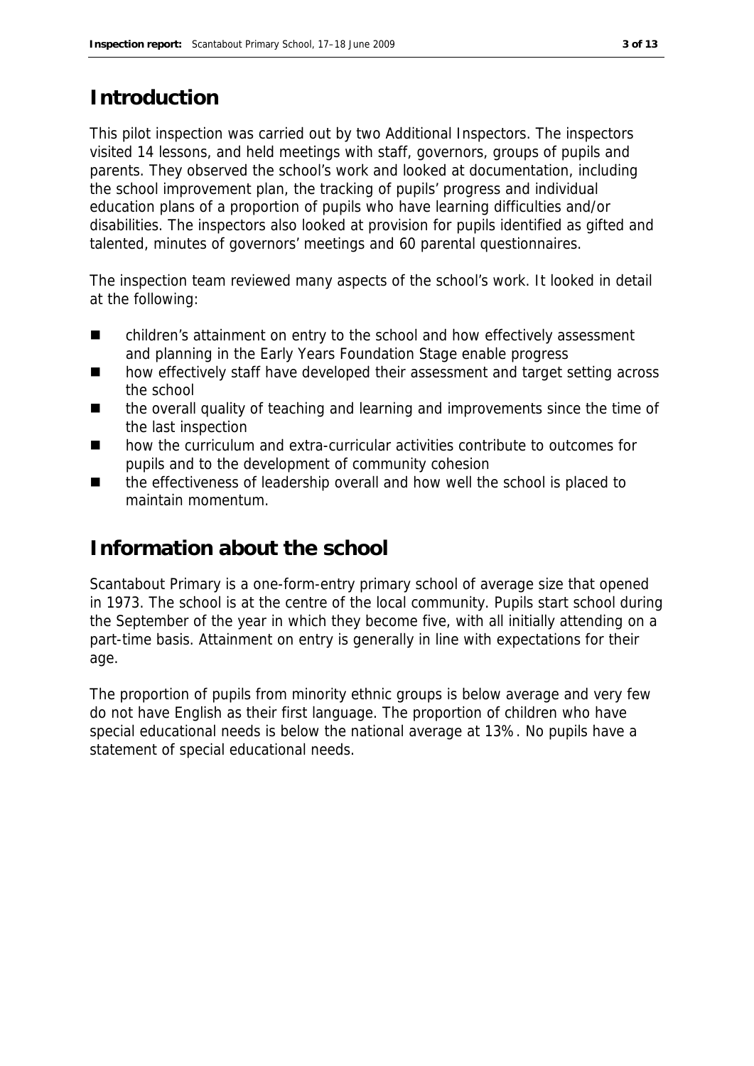## Introduction

This pilot inspection was carried out by two Additional Inspectors. The inspectors visited 14 lessons, and held meetings with staff, governors, groups of pupils and parents. They observed the school's work and looked at documentation, including the school improvement plan, the tracking of pupils' progress and individual education plans of a proportion of pupils who have learning difficulties and/or disabilities. The inspectors also looked at provision for pupils identified as gifted and talented, minutes of governors' meetings and 60 parental questionnaires.

The inspection team reviewed many aspects of the school's work. It looked in detail at the following:

- children's attainment on entry to the school and how effectively assessment and planning in the Early Years Foundation Stage enable progress
- how effectively staff have developed their assessment and target setting across the school
- the overall quality of teaching and learning and improvements since the time of the last inspection
- how the curriculum and extra-curricular activities contribute to outcomes for pupils and to the development of community cohesion
- the effectiveness of leadership overall and how well the school is placed to maintain momentum.

## Information about the school

Scantabout Primary is a one-form-entry primary school of average size that opened in 1973. The school is at the centre of the local community. Pupils start school during the September of the year in which they become five, with all initially attending on a part-time basis. Attainment on entry is generally in line with expectations for their age.

The proportion of pupils from minority ethnic groups is below average and very few do not have English as their first language. The proportion of children who have special educational needs is below the national average at 13%. No pupils have a statement of special educational needs.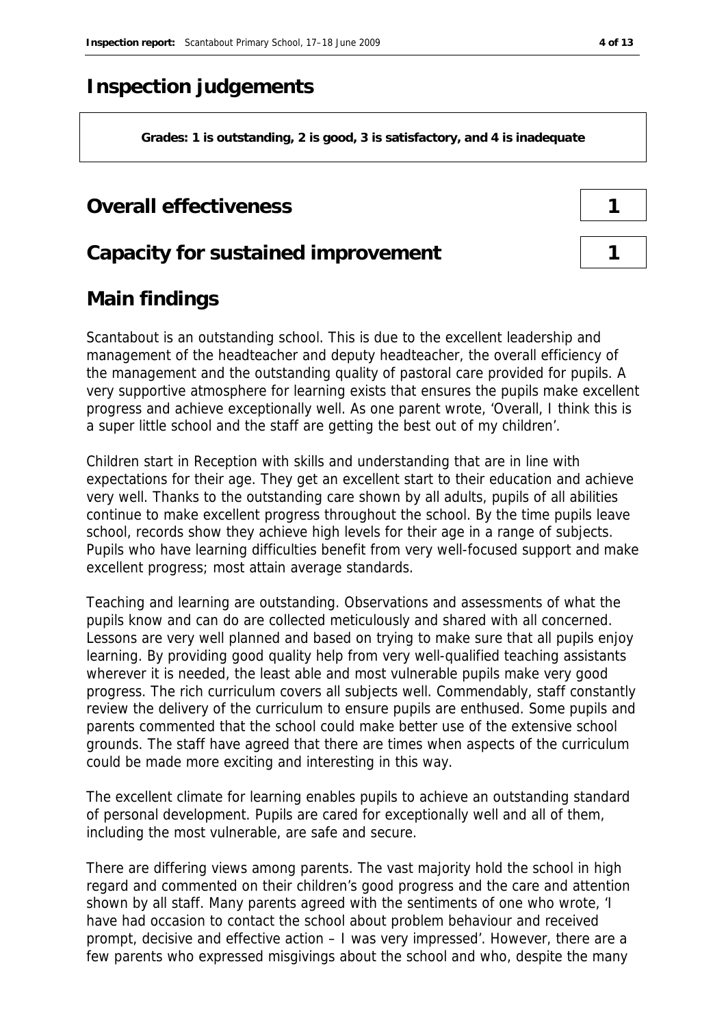# Inspection judgements

**Grades: 1 is outstanding, 2 is good, 3 is satisfactory, and 4 is inadequate**

## Overall effectiveness — 1

## Capacity for sustained improvement — 1

## Main findings

Scantabout is an outstanding school. This is due to the excellent leadership and management of the headteacher and deputy headteacher, the overall efficiency of the management and the outstanding quality of pastoral care provided for pupils. A very supportive atmosphere for learning exists that ensures the pupils make excellent progress and achieve exceptionally well. As one parent wrote, 'Overall, I think this is a super little school and the staff are getting the best out of my children'.

Children start in Reception with skills and understanding that are in line with expectations for their age. They get an excellent start to their education and achieve very well. Thanks to the outstanding care shown by all adults, pupils of all abilities continue to make excellent progress throughout the school. By the time pupils leave school, records show they achieve high levels for their age in a range of subjects. Pupils who have learning difficulties benefit from very well-focused support and make excellent progress; most attain average standards.

Teaching and learning are outstanding. Observations and assessments of what the pupils know and can do are collected meticulously and shared with all concerned. Lessons are very well planned and based on trying to make sure that all pupils enjoy learning. By providing good quality help from very well-qualified teaching assistants wherever it is needed, the least able and most vulnerable pupils make very good progress. The rich curriculum covers all subjects well. Commendably, staff constantly review the delivery of the curriculum to ensure pupils are enthused. Some pupils and parents commented that the school could make better use of the extensive school grounds. The staff have agreed that there are times when aspects of the curriculum could be made more exciting and interesting in this way.

The excellent climate for learning enables pupils to achieve an outstanding standard of personal development. Pupils are cared for exceptionally well and all of them, including the most vulnerable, are safe and secure.

There are differing views among parents. The vast majority hold the school in high regard and commented on their children's good progress and the care and attention shown by all staff. Many parents agreed with the sentiments of one who wrote, 'I have had occasion to contact the school about problem behaviour and received prompt, decisive and effective action – I was very impressed'. However, there are a few parents who expressed misgivings about the school and who, despite the many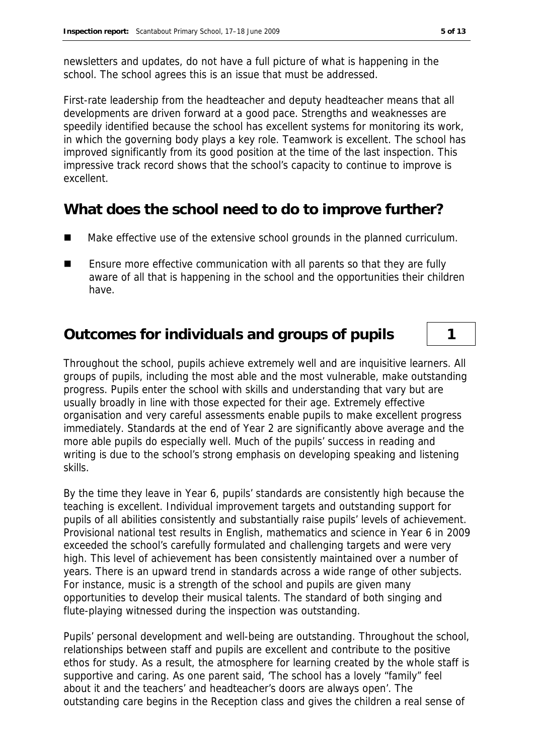newsletters and updates, do not have a full picture of what is happening in the school. The school agrees this is an issue that must be addressed.

First-rate leadership from the headteacher and deputy headteacher means that all developments are driven forward at a good pace. Strengths and weaknesses are speedily identified because the school has excellent systems for monitoring its work, in which the governing body plays a key role. Teamwork is excellent. The school has improved significantly from its good position at the time of the last inspection. This impressive track record shows that the school's capacity to continue to improve is excellent.

## What does the school need to do to improve further?

- Make effective use of the extensive school grounds in the planned curriculum.
- Ensure more effective communication with all parents so that they are fully aware of all that is happening in the school and the opportunities their children have.

## Outcomes for individuals and groups of pupils — 1

Throughout the school, pupils achieve extremely well and are inquisitive learners. All groups of pupils, including the most able and the most vulnerable, make outstanding progress. Pupils enter the school with skills and understanding that vary but are usually broadly in line with those expected for their age. Extremely effective organisation and very careful assessments enable pupils to make excellent progress immediately. Standards at the end of Year 2 are significantly above average and the more able pupils do especially well. Much of the pupils' success in reading and writing is due to the school's strong emphasis on developing speaking and listening skills.

By the time they leave in Year 6, pupils' standards are consistently high because the teaching is excellent. Individual improvement targets and outstanding support for pupils of all abilities consistently and substantially raise pupils' levels of achievement. Provisional national test results in English, mathematics and science in Year 6 in 2009 exceeded the school's carefully formulated and challenging targets and were very high. This level of achievement has been consistently maintained over a number of years. There is an upward trend in standards across a wide range of other subjects. For instance, music is a strength of the school and pupils are given many opportunities to develop their musical talents. The standard of both singing and flute-playing witnessed during the inspection was outstanding.

Pupils' personal development and well-being are outstanding. Throughout the school, relationships between staff and pupils are excellent and contribute to the positive ethos for study. As a result, the atmosphere for learning created by the whole staff is supportive and caring. As one parent said, 'The school has a lovely "family" feel about it and the teachers' and headteacher's doors are always open'. The outstanding care begins in the Reception class and gives the children a real sense of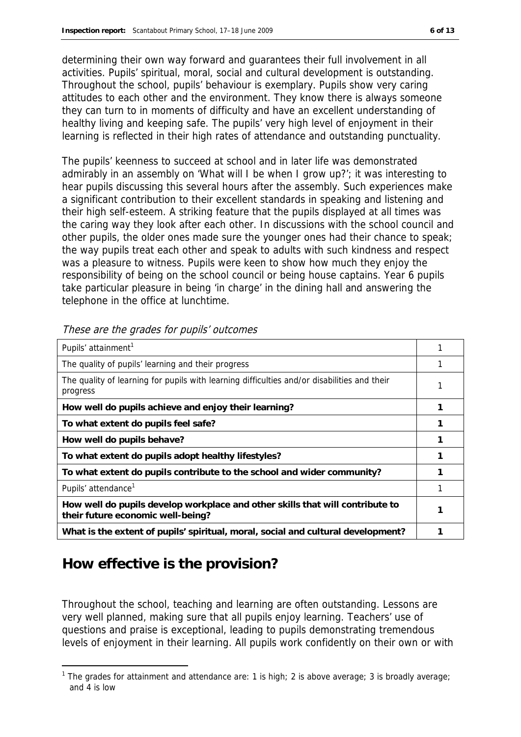determining their own way forward and guarantees their full involvement in all activities. Pupils' spiritual, moral, social and cultural development is outstanding. Throughout the school, pupils' behaviour is exemplary. Pupils show very caring attitudes to each other and the environment. They know there is always someone they can turn to in moments of difficulty and have an excellent understanding of healthy living and keeping safe. The pupils' very high level of enjoyment in their learning is reflected in their high rates of attendance and outstanding punctuality.

The pupils' keenness to succeed at school and in later life was demonstrated admirably in an assembly on 'What will I be when I grow up?'; it was interesting to hear pupils discussing this several hours after the assembly. Such experiences make a significant contribution to their excellent standards in speaking and listening and their high self-esteem. A striking feature that the pupils displayed at all times was the caring way they look after each other. In discussions with the school council and other pupils, the older ones made sure the younger ones had their chance to speak; the way pupils treat each other and speak to adults with such kindness and respect was a pleasure to witness. Pupils were keen to show how much they enjoy the responsibility of being on the school council or being house captains. Year 6 pupils take particular pleasure in being 'in charge' in the dining hall and answering the telephone in the office at lunchtime.

*These are the grades for pupils' outcomes*

| | |
|---|---|
| Pupils' attainment[1] | 1 |
| The quality of pupils' learning and their progress | 1 |
| The quality of learning for pupils with learning difficulties and/or disabilities and their progress | 1 |
| **How well do pupils achieve and enjoy their learning?** | **1** |
| **To what extent do pupils feel safe?** | **1** |
| **How well do pupils behave?** | **1** |
| **To what extent do pupils adopt healthy lifestyles?** | **1** |
| **To what extent do pupils contribute to the school and wider community?** | **1** |
| Pupils' attendance[1] | 1 |
| **How well do pupils develop workplace and other skills that will contribute to their future economic well-being?** | **1** |
| **What is the extent of pupils' spiritual, moral, social and cultural development?** | **1** |

## How effective is the provision?

Throughout the school, teaching and learning are often outstanding. Lessons are very well planned, making sure that all pupils enjoy learning. Teachers' use of questions and praise is exceptional, leading to pupils demonstrating tremendous levels of enjoyment in their learning. All pupils work confidently on their own or with

[1] The grades for attainment and attendance are: 1 is high; 2 is above average; 3 is broadly average; and 4 is low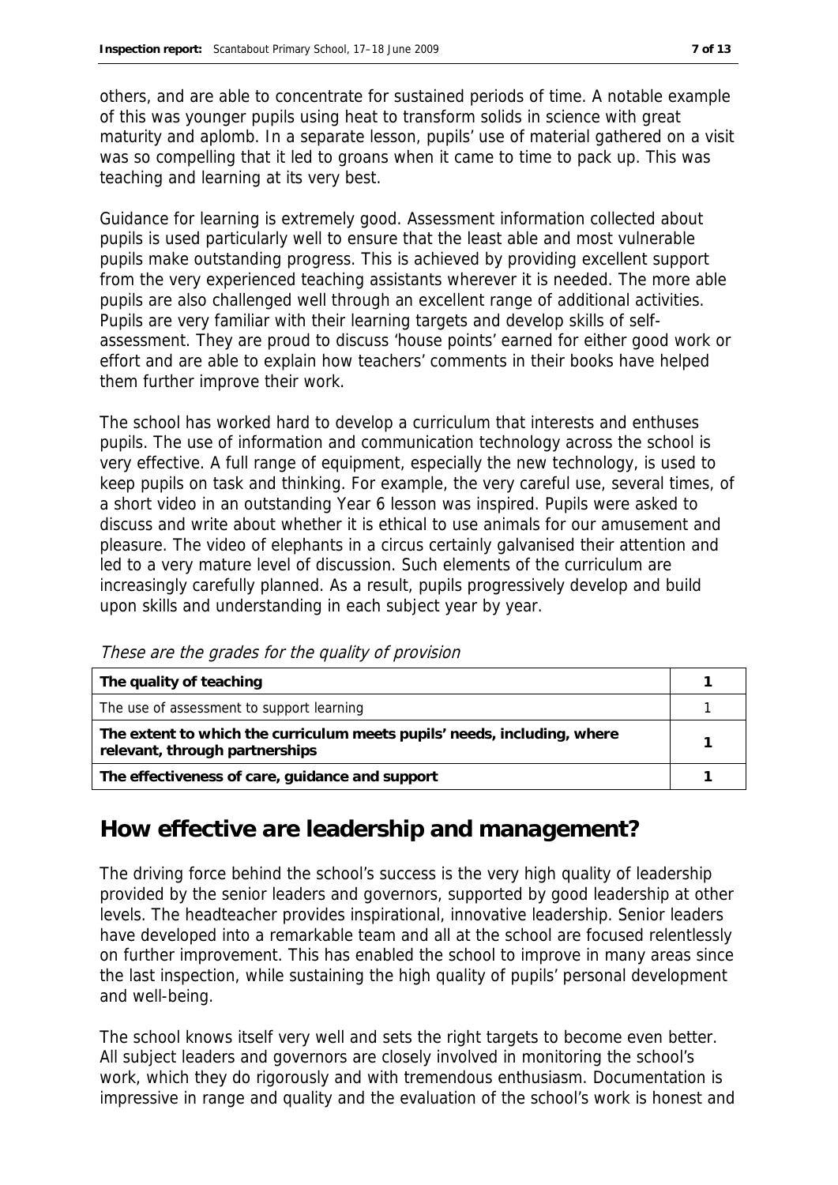others, and are able to concentrate for sustained periods of time. A notable example of this was younger pupils using heat to transform solids in science with great maturity and aplomb. In a separate lesson, pupils' use of material gathered on a visit was so compelling that it led to groans when it came to time to pack up. This was teaching and learning at its very best.

Guidance for learning is extremely good. Assessment information collected about pupils is used particularly well to ensure that the least able and most vulnerable pupils make outstanding progress. This is achieved by providing excellent support from the very experienced teaching assistants wherever it is needed. The more able pupils are also challenged well through an excellent range of additional activities. Pupils are very familiar with their learning targets and develop skills of self-assessment. They are proud to discuss 'house points' earned for either good work or effort and are able to explain how teachers' comments in their books have helped them further improve their work.

The school has worked hard to develop a curriculum that interests and enthuses pupils. The use of information and communication technology across the school is very effective. A full range of equipment, especially the new technology, is used to keep pupils on task and thinking. For example, the very careful use, several times, of a short video in an outstanding Year 6 lesson was inspired. Pupils were asked to discuss and write about whether it is ethical to use animals for our amusement and pleasure. The video of elephants in a circus certainly galvanised their attention and led to a very mature level of discussion. Such elements of the curriculum are increasingly carefully planned. As a result, pupils progressively develop and build upon skills and understanding in each subject year by year.

*These are the grades for the quality of provision*

| | |
|---|---|
| **The quality of teaching** | **1** |
| The use of assessment to support learning | 1 |
| **The extent to which the curriculum meets pupils' needs, including, where relevant, through partnerships** | **1** |
| **The effectiveness of care, guidance and support** | **1** |

## How effective are leadership and management?

The driving force behind the school's success is the very high quality of leadership provided by the senior leaders and governors, supported by good leadership at other levels. The headteacher provides inspirational, innovative leadership. Senior leaders have developed into a remarkable team and all at the school are focused relentlessly on further improvement. This has enabled the school to improve in many areas since the last inspection, while sustaining the high quality of pupils' personal development and well-being.

The school knows itself very well and sets the right targets to become even better. All subject leaders and governors are closely involved in monitoring the school's work, which they do rigorously and with tremendous enthusiasm. Documentation is impressive in range and quality and the evaluation of the school's work is honest and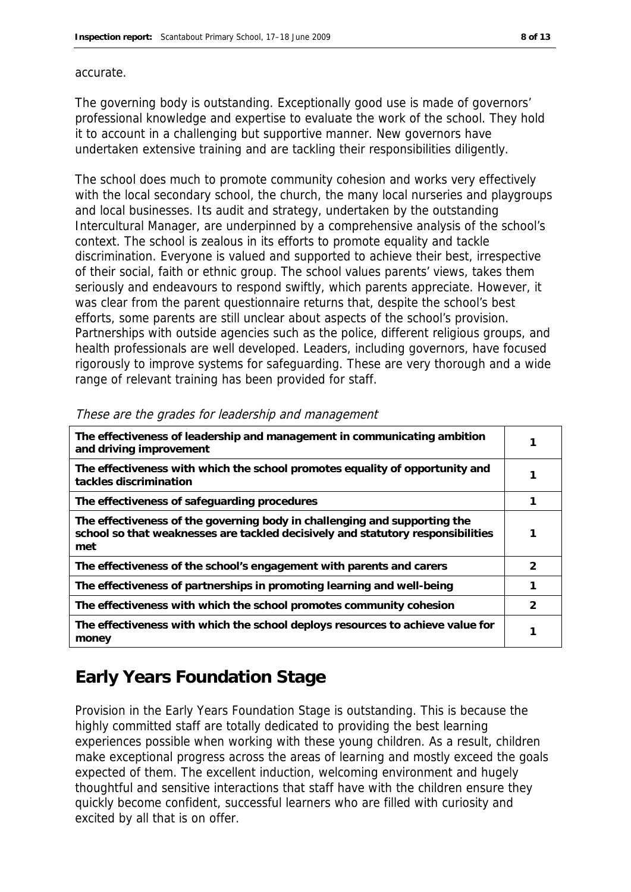accurate.

The governing body is outstanding. Exceptionally good use is made of governors' professional knowledge and expertise to evaluate the work of the school. They hold it to account in a challenging but supportive manner. New governors have undertaken extensive training and are tackling their responsibilities diligently.

The school does much to promote community cohesion and works very effectively with the local secondary school, the church, the many local nurseries and playgroups and local businesses. Its audit and strategy, undertaken by the outstanding Intercultural Manager, are underpinned by a comprehensive analysis of the school's context. The school is zealous in its efforts to promote equality and tackle discrimination. Everyone is valued and supported to achieve their best, irrespective of their social, faith or ethnic group. The school values parents' views, takes them seriously and endeavours to respond swiftly, which parents appreciate. However, it was clear from the parent questionnaire returns that, despite the school's best efforts, some parents are still unclear about aspects of the school's provision. Partnerships with outside agencies such as the police, different religious groups, and health professionals are well developed. Leaders, including governors, have focused rigorously to improve systems for safeguarding. These are very thorough and a wide range of relevant training has been provided for staff.

*These are the grades for leadership and management*

| | |
|---|---|
| **The effectiveness of leadership and management in communicating ambition and driving improvement** | 1 |
| **The effectiveness with which the school promotes equality of opportunity and tackles discrimination** | 1 |
| **The effectiveness of safeguarding procedures** | 1 |
| **The effectiveness of the governing body in challenging and supporting the school so that weaknesses are tackled decisively and statutory responsibilities met** | 1 |
| **The effectiveness of the school's engagement with parents and carers** | 2 |
| **The effectiveness of partnerships in promoting learning and well-being** | 1 |
| **The effectiveness with which the school promotes community cohesion** | 2 |
| **The effectiveness with which the school deploys resources to achieve value for money** | 1 |

## Early Years Foundation Stage

Provision in the Early Years Foundation Stage is outstanding. This is because the highly committed staff are totally dedicated to providing the best learning experiences possible when working with these young children. As a result, children make exceptional progress across the areas of learning and mostly exceed the goals expected of them. The excellent induction, welcoming environment and hugely thoughtful and sensitive interactions that staff have with the children ensure they quickly become confident, successful learners who are filled with curiosity and excited by all that is on offer.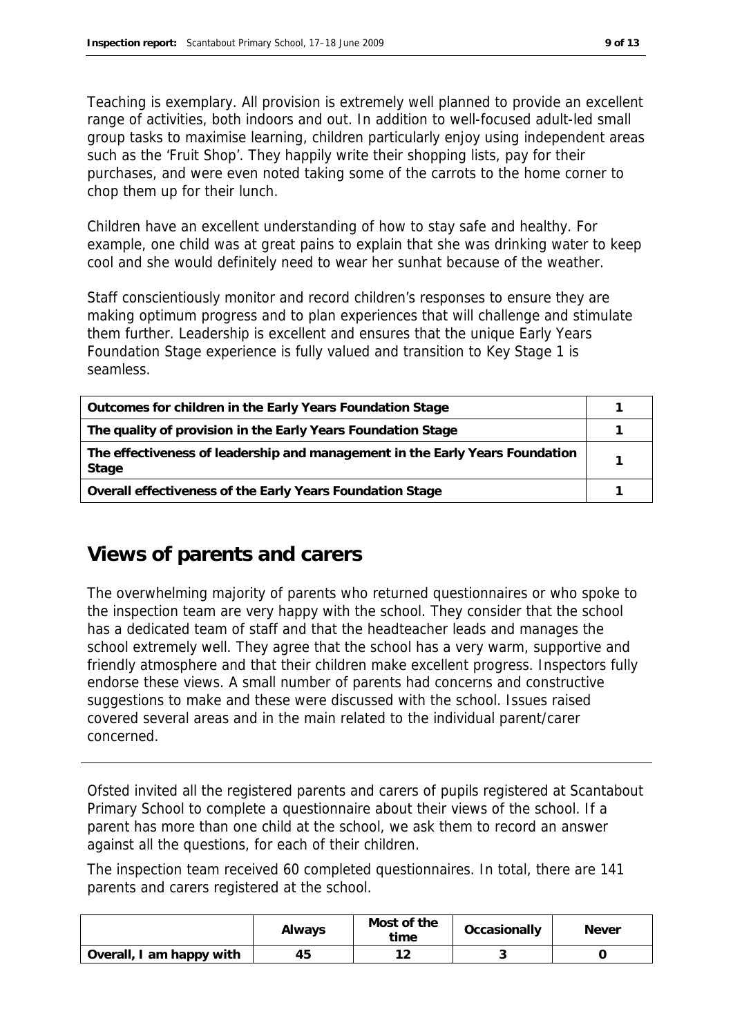Teaching is exemplary. All provision is extremely well planned to provide an excellent range of activities, both indoors and out. In addition to well-focused adult-led small group tasks to maximise learning, children particularly enjoy using independent areas such as the 'Fruit Shop'. They happily write their shopping lists, pay for their purchases, and were even noted taking some of the carrots to the home corner to chop them up for their lunch.

Children have an excellent understanding of how to stay safe and healthy. For example, one child was at great pains to explain that she was drinking water to keep cool and she would definitely need to wear her sunhat because of the weather.

Staff conscientiously monitor and record children's responses to ensure they are making optimum progress and to plan experiences that will challenge and stimulate them further. Leadership is excellent and ensures that the unique Early Years Foundation Stage experience is fully valued and transition to Key Stage 1 is seamless.

| | |
|---|---|
| **Outcomes for children in the Early Years Foundation Stage** | 1 |
| **The quality of provision in the Early Years Foundation Stage** | 1 |
| **The effectiveness of leadership and management in the Early Years Foundation Stage** | 1 |
| **Overall effectiveness of the Early Years Foundation Stage** | 1 |

## Views of parents and carers

The overwhelming majority of parents who returned questionnaires or who spoke to the inspection team are very happy with the school. They consider that the school has a dedicated team of staff and that the headteacher leads and manages the school extremely well. They agree that the school has a very warm, supportive and friendly atmosphere and that their children make excellent progress. Inspectors fully endorse these views. A small number of parents had concerns and constructive suggestions to make and these were discussed with the school. Issues raised covered several areas and in the main related to the individual parent/carer concerned.

---

Ofsted invited all the registered parents and carers of pupils registered at Scantabout Primary School to complete a questionnaire about their views of the school. If a parent has more than one child at the school, we ask them to record an answer against all the questions, for each of their children.

The inspection team received 60 completed questionnaires. In total, there are 141 parents and carers registered at the school.

| | Always | Most of the time | Occasionally | Never |
|---|---|---|---|---|
| **Overall, I am happy with** | 45 | 12 | 3 | 0 |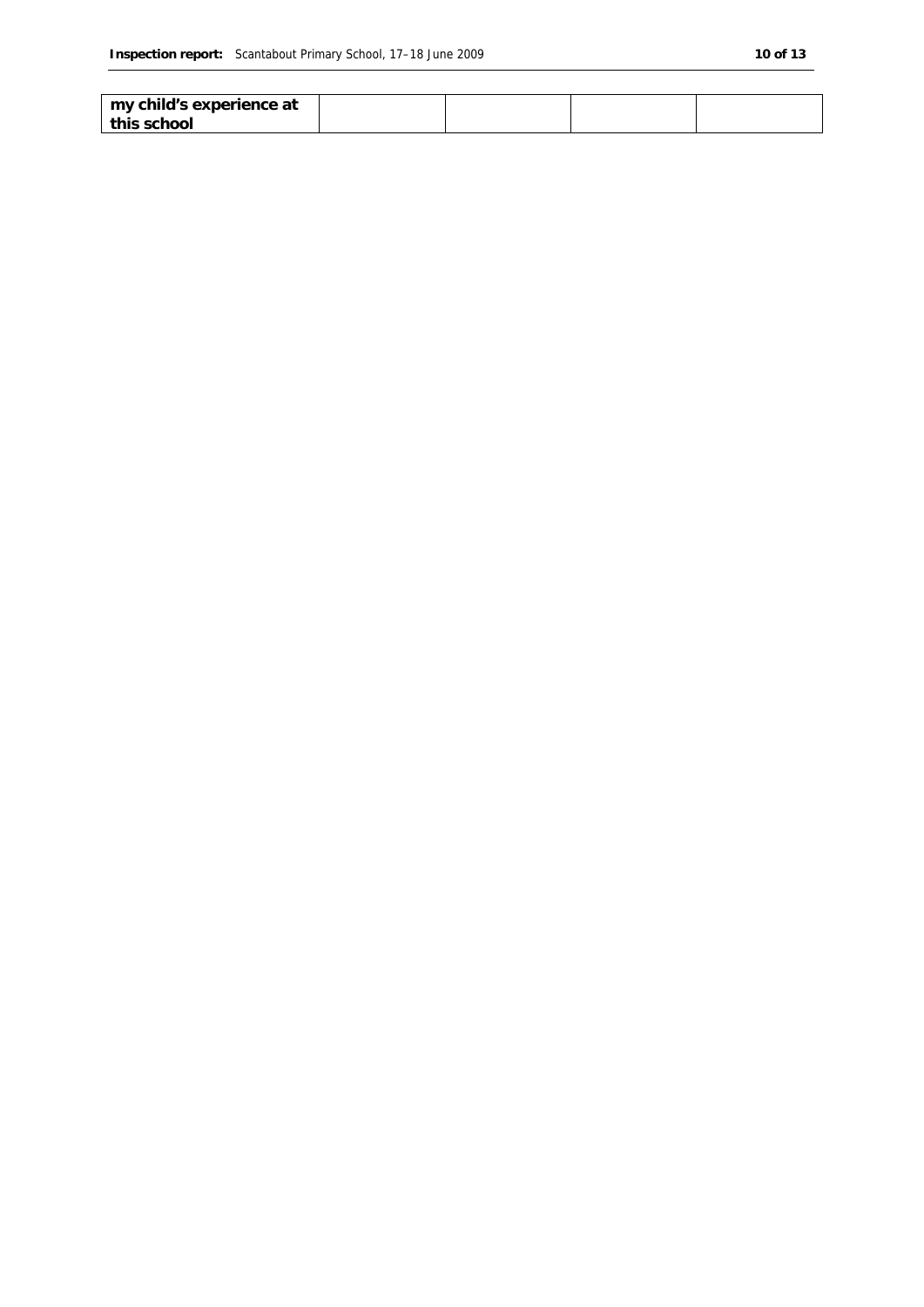| my child's experience at this school | | | | |
| --- | --- | --- | --- | --- |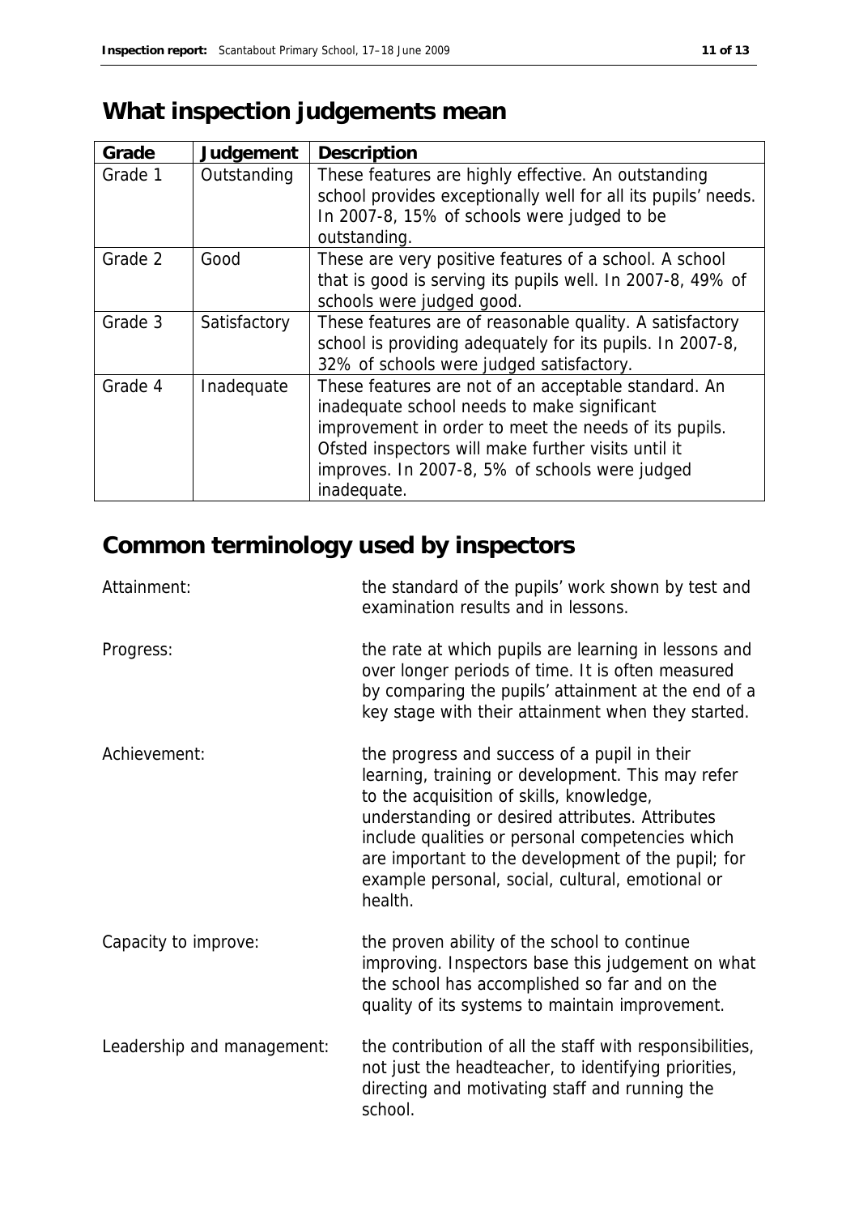# What inspection judgements mean

| Grade | Judgement | Description |
| --- | --- | --- |
| Grade 1 | Outstanding | These features are highly effective. An outstanding school provides exceptionally well for all its pupils' needs. In 2007-8, 15% of schools were judged to be outstanding. |
| Grade 2 | Good | These are very positive features of a school. A school that is good is serving its pupils well. In 2007-8, 49% of schools were judged good. |
| Grade 3 | Satisfactory | These features are of reasonable quality. A satisfactory school is providing adequately for its pupils. In 2007-8, 32% of schools were judged satisfactory. |
| Grade 4 | Inadequate | These features are not of an acceptable standard. An inadequate school needs to make significant improvement in order to meet the needs of its pupils. Ofsted inspectors will make further visits until it improves. In 2007-8, 5% of schools were judged inadequate. |

# Common terminology used by inspectors

Attainment: the standard of the pupils' work shown by test and examination results and in lessons.

Progress: the rate at which pupils are learning in lessons and over longer periods of time. It is often measured by comparing the pupils' attainment at the end of a key stage with their attainment when they started.

Achievement: the progress and success of a pupil in their learning, training or development. This may refer to the acquisition of skills, knowledge, understanding or desired attributes. Attributes include qualities or personal competencies which are important to the development of the pupil; for example personal, social, cultural, emotional or health.

Capacity to improve: the proven ability of the school to continue improving. Inspectors base this judgement on what the school has accomplished so far and on the quality of its systems to maintain improvement.

Leadership and management: the contribution of all the staff with responsibilities, not just the headteacher, to identifying priorities, directing and motivating staff and running the school.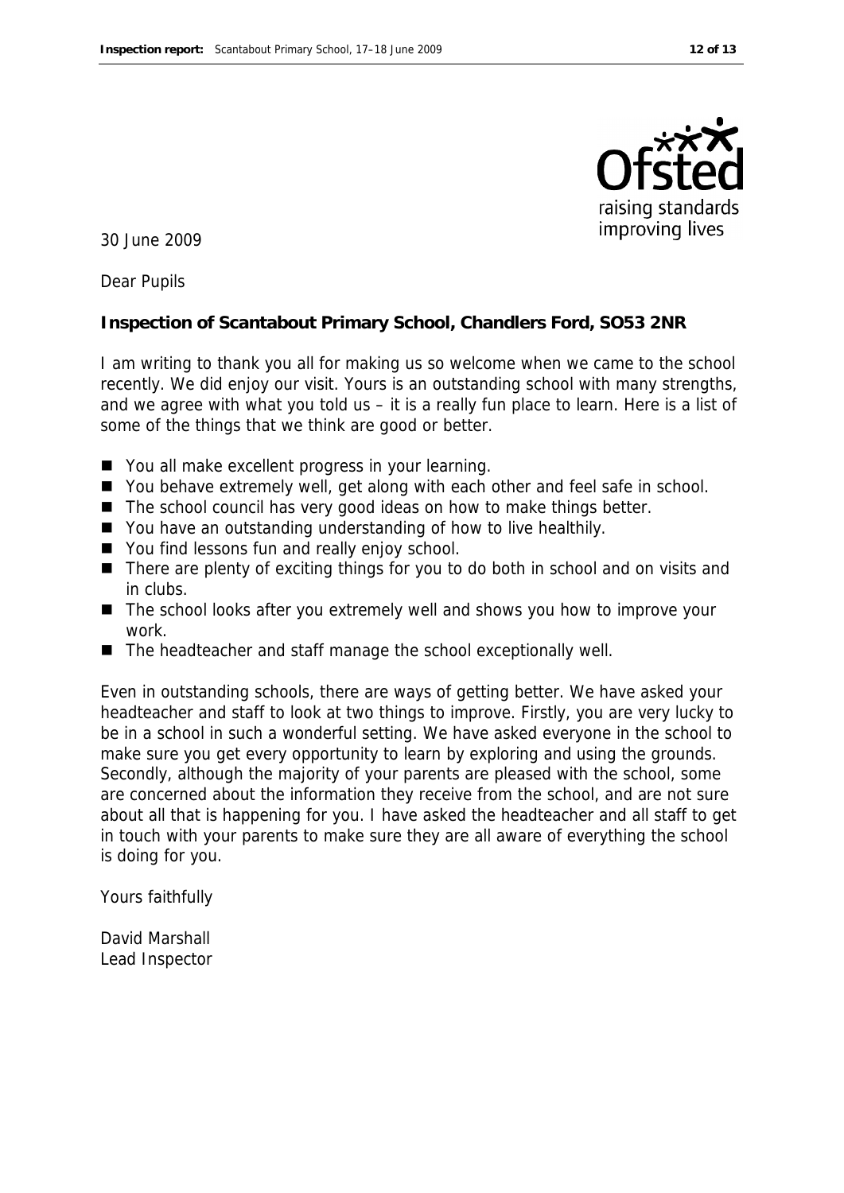Ofsted
raising standards
improving lives

30 June 2009

Dear Pupils

**Inspection of Scantabout Primary School, Chandlers Ford, SO53 2NR**

I am writing to thank you all for making us so welcome when we came to the school recently. We did enjoy our visit. Yours is an outstanding school with many strengths, and we agree with what you told us – it is a really fun place to learn. Here is a list of some of the things that we think are good or better.

- You all make excellent progress in your learning.
- You behave extremely well, get along with each other and feel safe in school.
- The school council has very good ideas on how to make things better.
- You have an outstanding understanding of how to live healthily.
- You find lessons fun and really enjoy school.
- There are plenty of exciting things for you to do both in school and on visits and in clubs.
- The school looks after you extremely well and shows you how to improve your work.
- The headteacher and staff manage the school exceptionally well.

Even in outstanding schools, there are ways of getting better. We have asked your headteacher and staff to look at two things to improve. Firstly, you are very lucky to be in a school in such a wonderful setting. We have asked everyone in the school to make sure you get every opportunity to learn by exploring and using the grounds. Secondly, although the majority of your parents are pleased with the school, some are concerned about the information they receive from the school, and are not sure about all that is happening for you. I have asked the headteacher and all staff to get in touch with your parents to make sure they are all aware of everything the school is doing for you.

Yours faithfully

David Marshall
Lead Inspector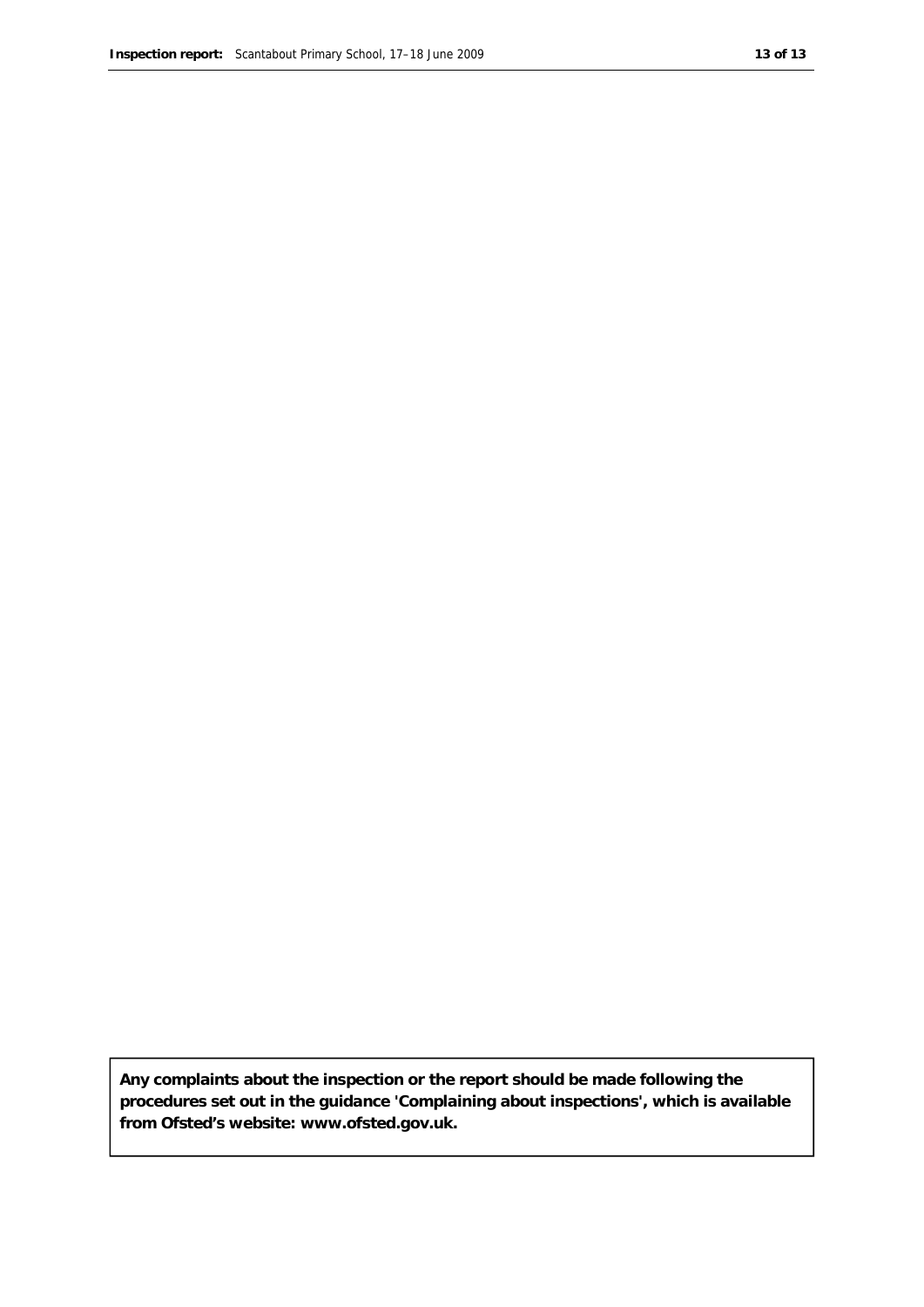**Any complaints about the inspection or the report should be made following the procedures set out in the guidance 'Complaining about inspections', which is available from Ofsted's website: www.ofsted.gov.uk.**